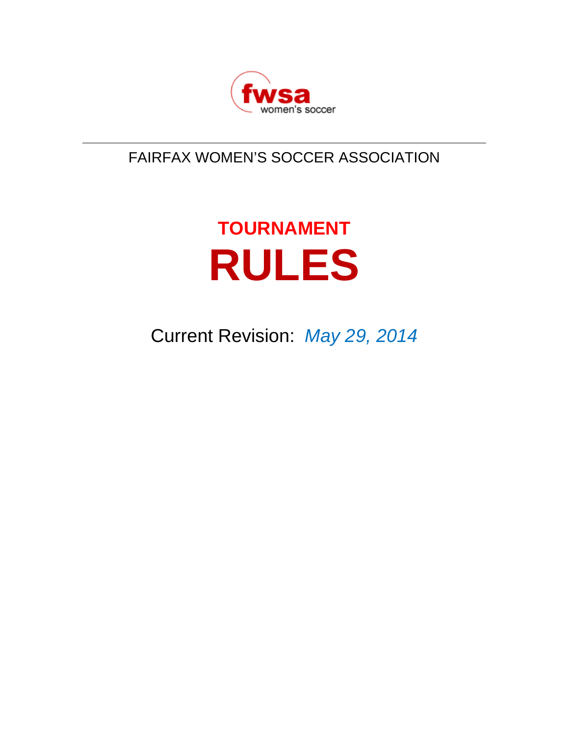fwsa

women's soccer

FAIRFAX WOMEN'S SOCCER ASSOCIATION

# TOURNAMENT RULES

Current Revision: *May 29, 2014*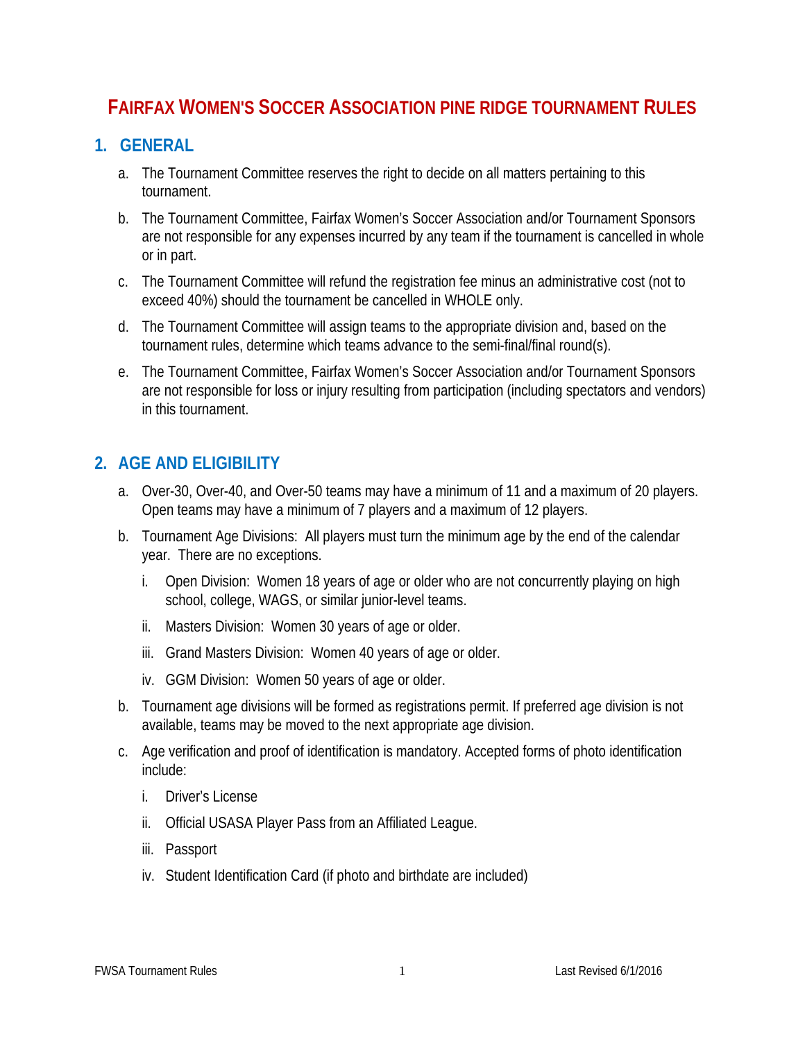# FAIRFAX WOMEN'S SOCCER ASSOCIATION PINE RIDGE TOURNAMENT RULES

## 1. GENERAL

a. The Tournament Committee reserves the right to decide on all matters pertaining to this tournament.

b. The Tournament Committee, Fairfax Women's Soccer Association and/or Tournament Sponsors are not responsible for any expenses incurred by any team if the tournament is cancelled in whole or in part.

c. The Tournament Committee will refund the registration fee minus an administrative cost (not to exceed 40%) should the tournament be cancelled in WHOLE only.

d. The Tournament Committee will assign teams to the appropriate division and, based on the tournament rules, determine which teams advance to the semi-final/final round(s).

e. The Tournament Committee, Fairfax Women's Soccer Association and/or Tournament Sponsors are not responsible for loss or injury resulting from participation (including spectators and vendors) in this tournament.

## 2. AGE AND ELIGIBILITY

a. Over-30, Over-40, and Over-50 teams may have a minimum of 11 and a maximum of 20 players. Open teams may have a minimum of 7 players and a maximum of 12 players.

b. Tournament Age Divisions: All players must turn the minimum age by the end of the calendar year. There are no exceptions.

   i. Open Division: Women 18 years of age or older who are not concurrently playing on high school, college, WAGS, or similar junior-level teams.

   ii. Masters Division: Women 30 years of age or older.

   iii. Grand Masters Division: Women 40 years of age or older.

   iv. GGM Division: Women 50 years of age or older.

b. Tournament age divisions will be formed as registrations permit. If preferred age division is not available, teams may be moved to the next appropriate age division.

c. Age verification and proof of identification is mandatory. Accepted forms of photo identification include:

   i. Driver's License

   ii. Official USASA Player Pass from an Affiliated League.

   iii. Passport

   iv. Student Identification Card (if photo and birthdate are included)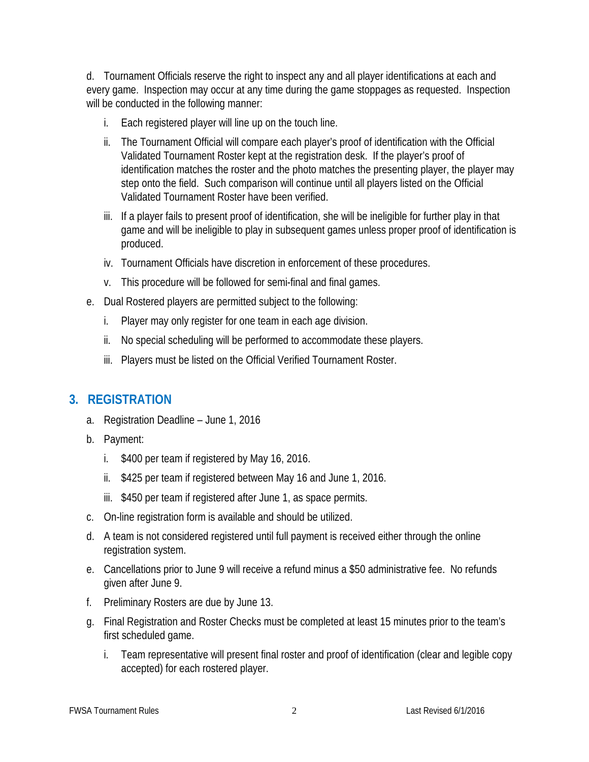d. Tournament Officials reserve the right to inspect any and all player identifications at each and every game. Inspection may occur at any time during the game stoppages as requested. Inspection will be conducted in the following manner:

   i. Each registered player will line up on the touch line.

   ii. The Tournament Official will compare each player's proof of identification with the Official Validated Tournament Roster kept at the registration desk. If the player's proof of identification matches the roster and the photo matches the presenting player, the player may step onto the field. Such comparison will continue until all players listed on the Official Validated Tournament Roster have been verified.

   iii. If a player fails to present proof of identification, she will be ineligible for further play in that game and will be ineligible to play in subsequent games unless proper proof of identification is produced.

   iv. Tournament Officials have discretion in enforcement of these procedures.

   v. This procedure will be followed for semi-final and final games.

e. Dual Rostered players are permitted subject to the following:

   i. Player may only register for one team in each age division.

   ii. No special scheduling will be performed to accommodate these players.

   iii. Players must be listed on the Official Verified Tournament Roster.

## 3. REGISTRATION

a. Registration Deadline – June 1, 2016

b. Payment:

   i. $400 per team if registered by May 16, 2016.

   ii. $425 per team if registered between May 16 and June 1, 2016.

   iii. $450 per team if registered after June 1, as space permits.

c. On-line registration form is available and should be utilized.

d. A team is not considered registered until full payment is received either through the online registration system.

e. Cancellations prior to June 9 will receive a refund minus a $50 administrative fee. No refunds given after June 9.

f. Preliminary Rosters are due by June 13.

g. Final Registration and Roster Checks must be completed at least 15 minutes prior to the team's first scheduled game.

   i. Team representative will present final roster and proof of identification (clear and legible copy accepted) for each rostered player.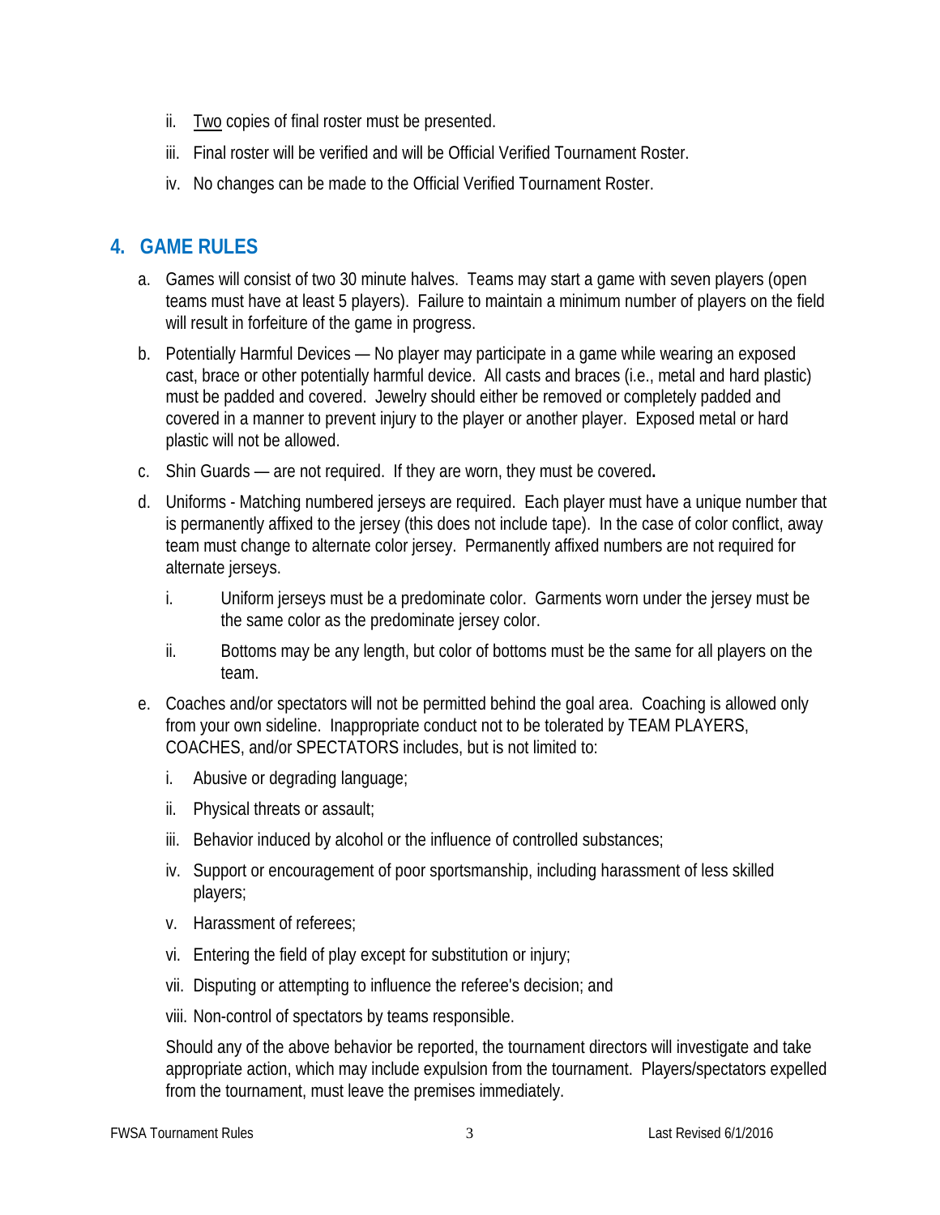ii. Two copies of final roster must be presented.

   iii. Final roster will be verified and will be Official Verified Tournament Roster.

   iv. No changes can be made to the Official Verified Tournament Roster.

## 4. GAME RULES

a. Games will consist of two 30 minute halves. Teams may start a game with seven players (open teams must have at least 5 players). Failure to maintain a minimum number of players on the field will result in forfeiture of the game in progress.

b. Potentially Harmful Devices — No player may participate in a game while wearing an exposed cast, brace or other potentially harmful device. All casts and braces (i.e., metal and hard plastic) must be padded and covered. Jewelry should either be removed or completely padded and covered in a manner to prevent injury to the player or another player. Exposed metal or hard plastic will not be allowed.

c. Shin Guards — are not required. If they are worn, they must be covered**.**

d. Uniforms - Matching numbered jerseys are required. Each player must have a unique number that is permanently affixed to the jersey (this does not include tape). In the case of color conflict, away team must change to alternate color jersey. Permanently affixed numbers are not required for alternate jerseys.

   i. Uniform jerseys must be a predominate color. Garments worn under the jersey must be the same color as the predominate jersey color.

   ii. Bottoms may be any length, but color of bottoms must be the same for all players on the team.

e. Coaches and/or spectators will not be permitted behind the goal area. Coaching is allowed only from your own sideline. Inappropriate conduct not to be tolerated by TEAM PLAYERS, COACHES, and/or SPECTATORS includes, but is not limited to:

   i. Abusive or degrading language;

   ii. Physical threats or assault;

   iii. Behavior induced by alcohol or the influence of controlled substances;

   iv. Support or encouragement of poor sportsmanship, including harassment of less skilled players;

   v. Harassment of referees;

   vi. Entering the field of play except for substitution or injury;

   vii. Disputing or attempting to influence the referee's decision; and

   viii. Non-control of spectators by teams responsible.

   Should any of the above behavior be reported, the tournament directors will investigate and take appropriate action, which may include expulsion from the tournament. Players/spectators expelled from the tournament, must leave the premises immediately.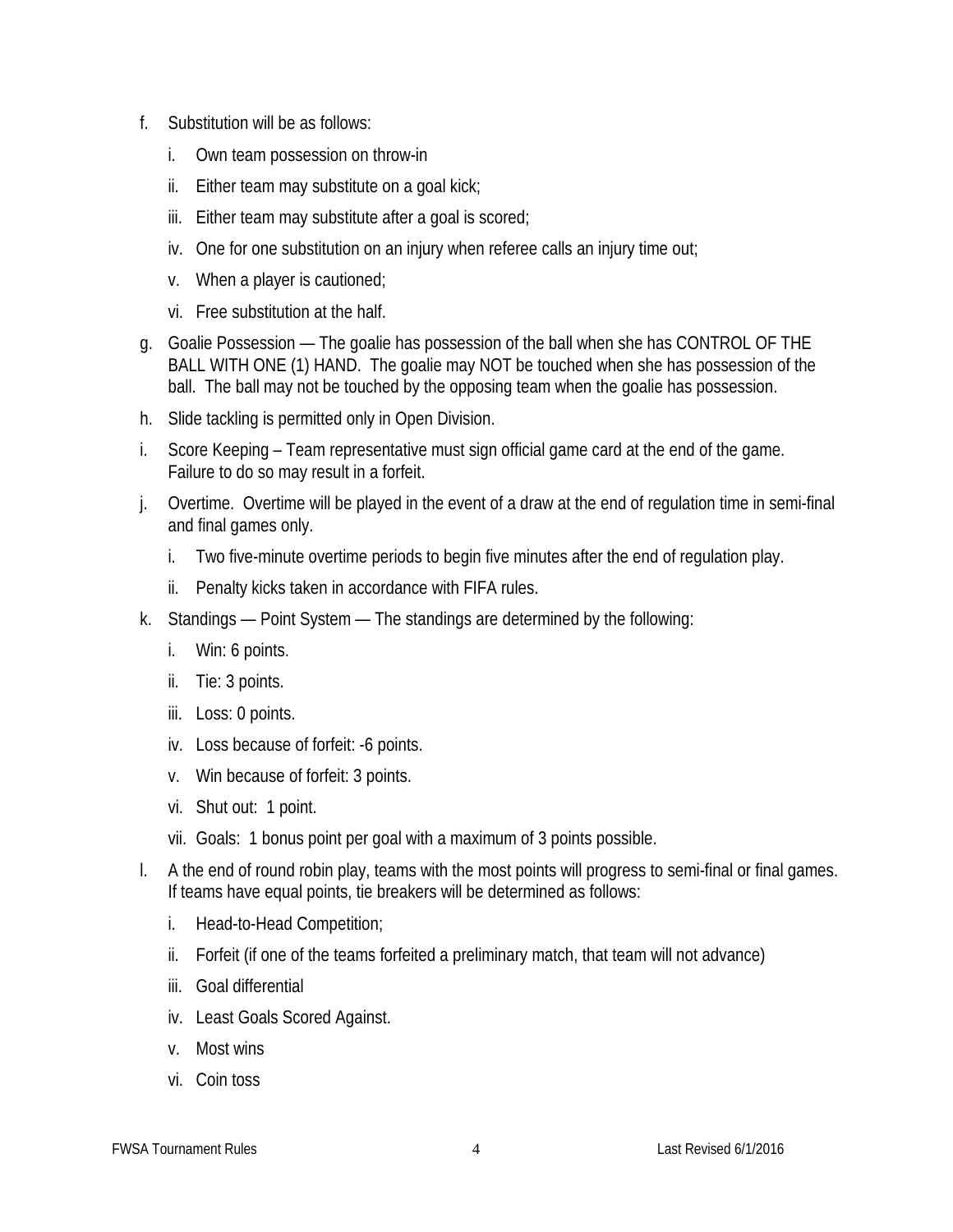f. Substitution will be as follows:

   i. Own team possession on throw-in

   ii. Either team may substitute on a goal kick;

   iii. Either team may substitute after a goal is scored;

   iv. One for one substitution on an injury when referee calls an injury time out;

   v. When a player is cautioned;

   vi. Free substitution at the half.

g. Goalie Possession — The goalie has possession of the ball when she has CONTROL OF THE BALL WITH ONE (1) HAND. The goalie may NOT be touched when she has possession of the ball. The ball may not be touched by the opposing team when the goalie has possession.

h. Slide tackling is permitted only in Open Division.

i. Score Keeping – Team representative must sign official game card at the end of the game. Failure to do so may result in a forfeit.

j. Overtime. Overtime will be played in the event of a draw at the end of regulation time in semi-final and final games only.

   i. Two five-minute overtime periods to begin five minutes after the end of regulation play.

   ii. Penalty kicks taken in accordance with FIFA rules.

k. Standings — Point System — The standings are determined by the following:

   i. Win: 6 points.

   ii. Tie: 3 points.

   iii. Loss: 0 points.

   iv. Loss because of forfeit: -6 points.

   v. Win because of forfeit: 3 points.

   vi. Shut out: 1 point.

   vii. Goals: 1 bonus point per goal with a maximum of 3 points possible.

l. A the end of round robin play, teams with the most points will progress to semi-final or final games. If teams have equal points, tie breakers will be determined as follows:

   i. Head-to-Head Competition;

   ii. Forfeit (if one of the teams forfeited a preliminary match, that team will not advance)

   iii. Goal differential

   iv. Least Goals Scored Against.

   v. Most wins

   vi. Coin toss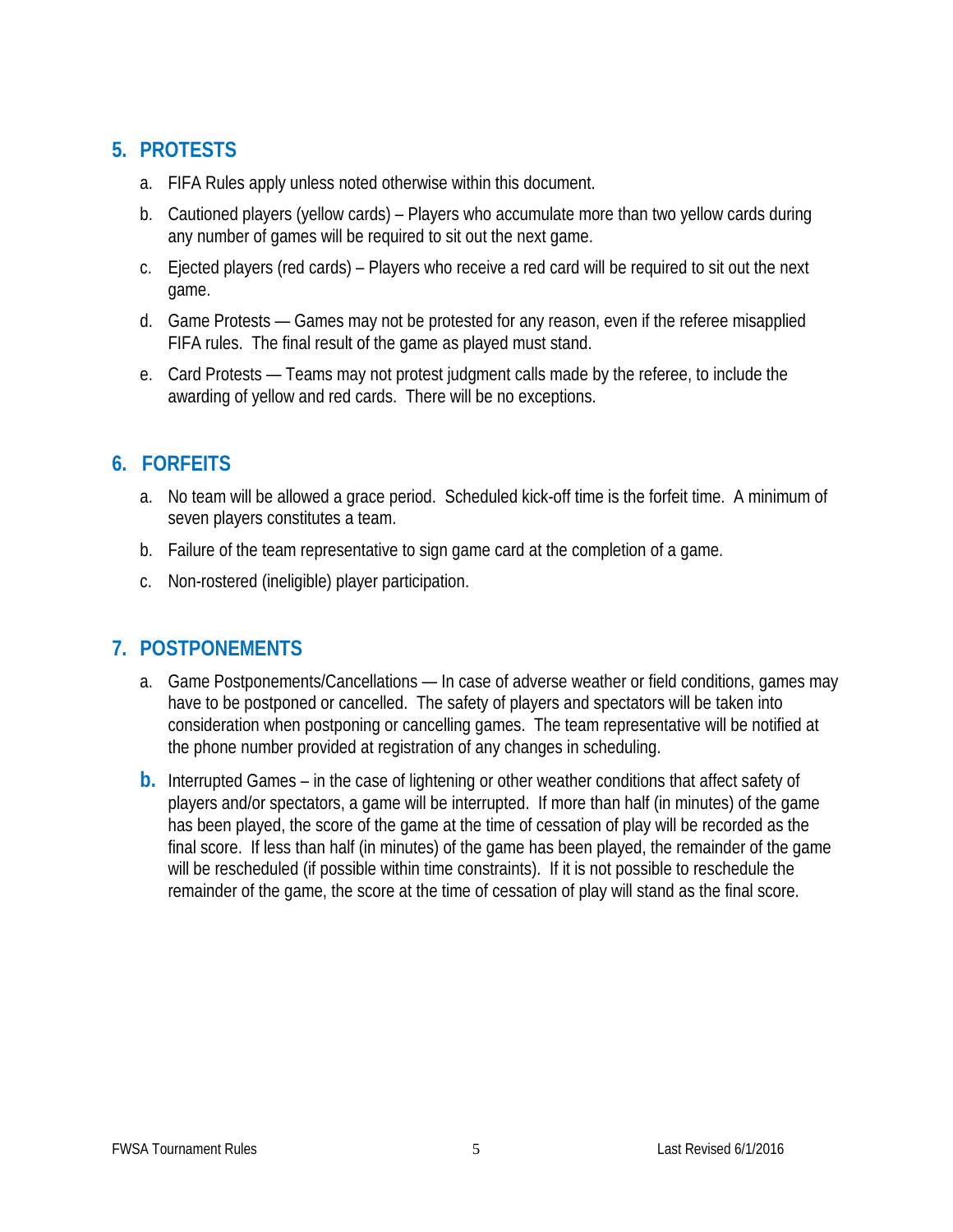## 5. PROTESTS

a. FIFA Rules apply unless noted otherwise within this document.

b. Cautioned players (yellow cards) – Players who accumulate more than two yellow cards during any number of games will be required to sit out the next game.

c. Ejected players (red cards) – Players who receive a red card will be required to sit out the next game.

d. Game Protests — Games may not be protested for any reason, even if the referee misapplied FIFA rules. The final result of the game as played must stand.

e. Card Protests — Teams may not protest judgment calls made by the referee, to include the awarding of yellow and red cards. There will be no exceptions.

## 6. FORFEITS

a. No team will be allowed a grace period. Scheduled kick-off time is the forfeit time. A minimum of seven players constitutes a team.

b. Failure of the team representative to sign game card at the completion of a game.

c. Non-rostered (ineligible) player participation.

## 7. POSTPONEMENTS

a. Game Postponements/Cancellations — In case of adverse weather or field conditions, games may have to be postponed or cancelled. The safety of players and spectators will be taken into consideration when postponing or cancelling games. The team representative will be notified at the phone number provided at registration of any changes in scheduling.

b. Interrupted Games – in the case of lightening or other weather conditions that affect safety of players and/or spectators, a game will be interrupted. If more than half (in minutes) of the game has been played, the score of the game at the time of cessation of play will be recorded as the final score. If less than half (in minutes) of the game has been played, the remainder of the game will be rescheduled (if possible within time constraints). If it is not possible to reschedule the remainder of the game, the score at the time of cessation of play will stand as the final score.